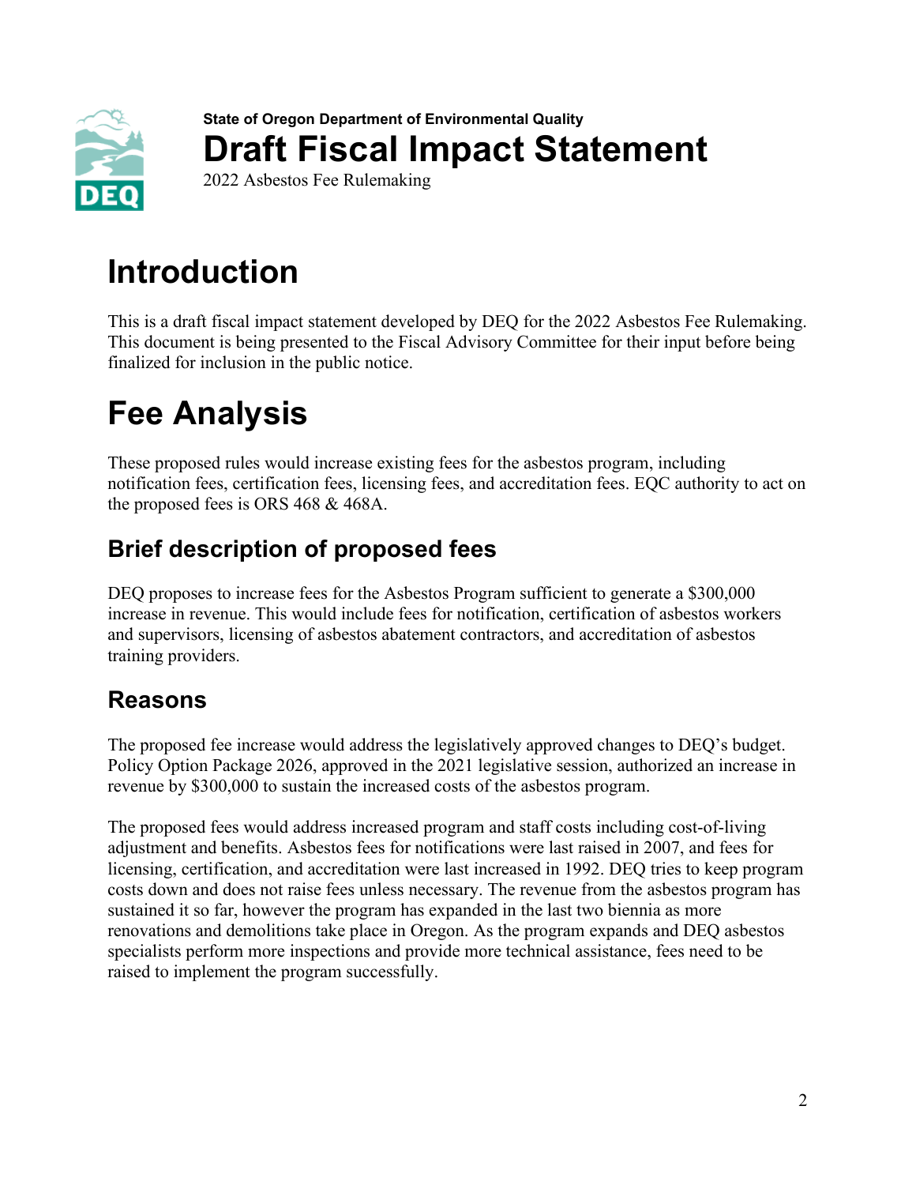State of Oregon Department of Environmental Quality

# Draft Fiscal Impact Statement

2022 Asbestos Fee Rulemaking

# Introduction

This is a draft fiscal impact statement developed by DEQ for the 2022 Asbestos Fee Rulemaking. This document is being presented to the Fiscal Advisory Committee for their input before being finalized for inclusion in the public notice.

# Fee Analysis

These proposed rules would increase existing fees for the asbestos program, including notification fees, certification fees, licensing fees, and accreditation fees. EQC authority to act on the proposed fees is ORS 468 & 468A.

## Brief description of proposed fees

DEQ proposes to increase fees for the Asbestos Program sufficient to generate a $300,000 increase in revenue. This would include fees for notification, certification of asbestos workers and supervisors, licensing of asbestos abatement contractors, and accreditation of asbestos training providers.

## Reasons

The proposed fee increase would address the legislatively approved changes to DEQ's budget. Policy Option Package 2026, approved in the 2021 legislative session, authorized an increase in revenue by $300,000 to sustain the increased costs of the asbestos program.

The proposed fees would address increased program and staff costs including cost-of-living adjustment and benefits. Asbestos fees for notifications were last raised in 2007, and fees for licensing, certification, and accreditation were last increased in 1992. DEQ tries to keep program costs down and does not raise fees unless necessary. The revenue from the asbestos program has sustained it so far, however the program has expanded in the last two biennia as more renovations and demolitions take place in Oregon. As the program expands and DEQ asbestos specialists perform more inspections and provide more technical assistance, fees need to be raised to implement the program successfully.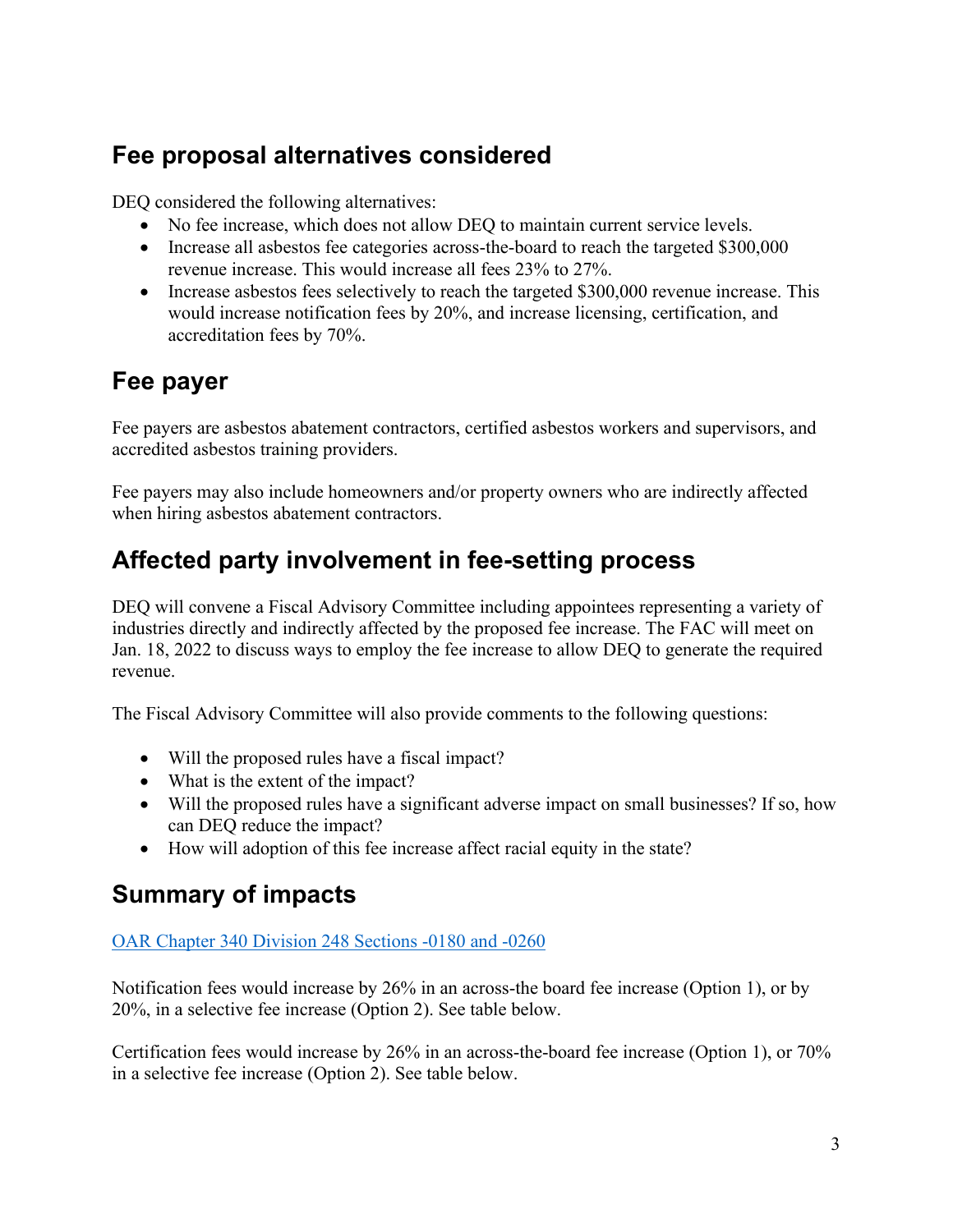## Fee proposal alternatives considered

DEQ considered the following alternatives:

- No fee increase, which does not allow DEQ to maintain current service levels.
- Increase all asbestos fee categories across-the-board to reach the targeted $300,000 revenue increase. This would increase all fees 23% to 27%.
- Increase asbestos fees selectively to reach the targeted $300,000 revenue increase. This would increase notification fees by 20%, and increase licensing, certification, and accreditation fees by 70%.

## Fee payer

Fee payers are asbestos abatement contractors, certified asbestos workers and supervisors, and accredited asbestos training providers.

Fee payers may also include homeowners and/or property owners who are indirectly affected when hiring asbestos abatement contractors.

## Affected party involvement in fee-setting process

DEQ will convene a Fiscal Advisory Committee including appointees representing a variety of industries directly and indirectly affected by the proposed fee increase. The FAC will meet on Jan. 18, 2022 to discuss ways to employ the fee increase to allow DEQ to generate the required revenue.

The Fiscal Advisory Committee will also provide comments to the following questions:

- Will the proposed rules have a fiscal impact?
- What is the extent of the impact?
- Will the proposed rules have a significant adverse impact on small businesses? If so, how can DEQ reduce the impact?
- How will adoption of this fee increase affect racial equity in the state?

## Summary of impacts

[OAR Chapter 340 Division 248 Sections -0180 and -0260]

Notification fees would increase by 26% in an across-the board fee increase (Option 1), or by 20%, in a selective fee increase (Option 2). See table below.

Certification fees would increase by 26% in an across-the-board fee increase (Option 1), or 70% in a selective fee increase (Option 2). See table below.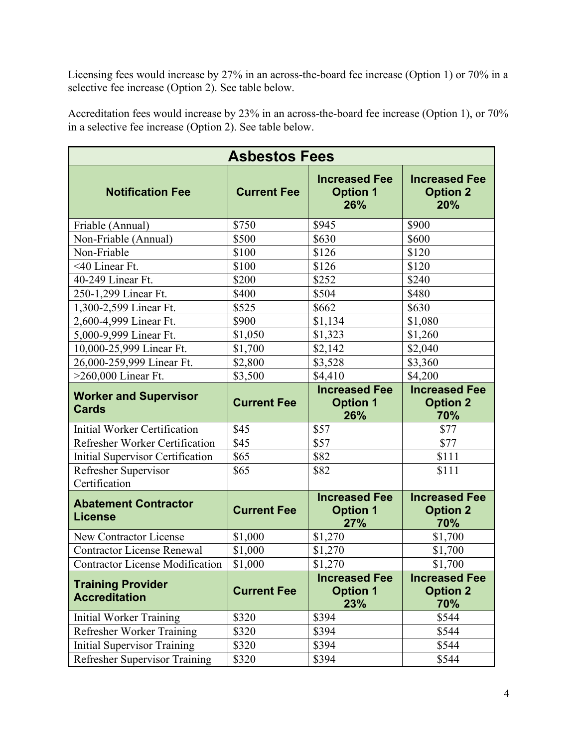Licensing fees would increase by 27% in an across-the-board fee increase (Option 1) or 70% in a selective fee increase (Option 2). See table below.

Accreditation fees would increase by 23% in an across-the-board fee increase (Option 1), or 70% in a selective fee increase (Option 2). See table below.

| **Asbestos Fees** | | | |
|---|---|---|---|
| **Notification Fee** | **Current Fee** | **Increased Fee Option 1 26%** | **Increased Fee Option 2 20%** |
| Friable (Annual) | $750 | $945 | $900 |
| Non-Friable (Annual) | $500 | $630 | $600 |
| Non-Friable | $100 | $126 | $120 |
| <40 Linear Ft. | $100 | $126 | $120 |
| 40-249 Linear Ft. | $200 | $252 | $240 |
| 250-1,299 Linear Ft. | $400 | $504 | $480 |
| 1,300-2,599 Linear Ft. | $525 | $662 | $630 |
| 2,600-4,999 Linear Ft. | $900 | $1,134 | $1,080 |
| 5,000-9,999 Linear Ft. | $1,050 | $1,323 | $1,260 |
| 10,000-25,999 Linear Ft. | $1,700 | $2,142 | $2,040 |
| 26,000-259,999 Linear Ft. | $2,800 | $3,528 | $3,360 |
| >260,000 Linear Ft. | $3,500 | $4,410 | $4,200 |
| **Worker and Supervisor Cards** | **Current Fee** | **Increased Fee Option 1 26%** | **Increased Fee Option 2 70%** |
| Initial Worker Certification | $45 | $57 | $77 |
| Refresher Worker Certification | $45 | $57 | $77 |
| Initial Supervisor Certification | $65 | $82 | $111 |
| Refresher Supervisor Certification | $65 | $82 | $111 |
| **Abatement Contractor License** | **Current Fee** | **Increased Fee Option 1 27%** | **Increased Fee Option 2 70%** |
| New Contractor License | $1,000 | $1,270 | $1,700 |
| Contractor License Renewal | $1,000 | $1,270 | $1,700 |
| Contractor License Modification | $1,000 | $1,270 | $1,700 |
| **Training Provider Accreditation** | **Current Fee** | **Increased Fee Option 1 23%** | **Increased Fee Option 2 70%** |
| Initial Worker Training | $320 | $394 | $544 |
| Refresher Worker Training | $320 | $394 | $544 |
| Initial Supervisor Training | $320 | $394 | $544 |
| Refresher Supervisor Training | $320 | $394 | $544 |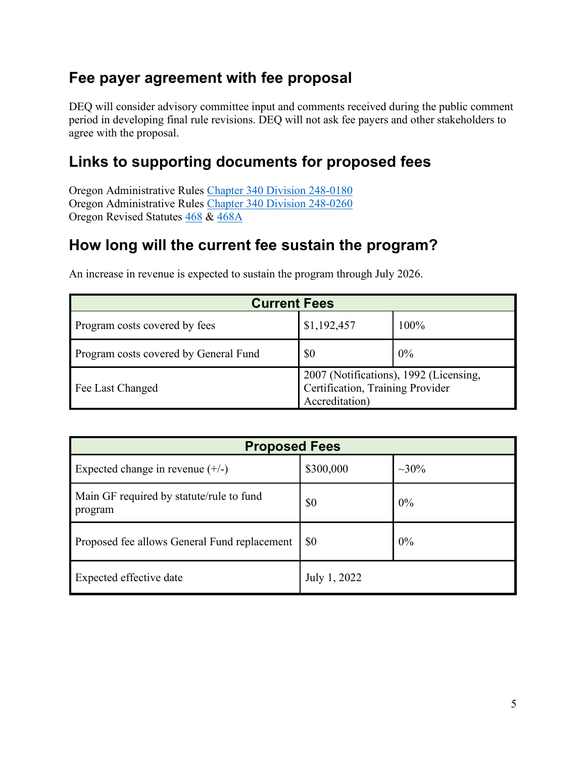## Fee payer agreement with fee proposal

DEQ will consider advisory committee input and comments received during the public comment period in developing final rule revisions. DEQ will not ask fee payers and other stakeholders to agree with the proposal.

## Links to supporting documents for proposed fees

Oregon Administrative Rules [Chapter 340 Division 248-0180]
Oregon Administrative Rules [Chapter 340 Division 248-0260]
Oregon Revised Statutes [468] & [468A]

## How long will the current fee sustain the program?

An increase in revenue is expected to sustain the program through July 2026.

| Current Fees | | |
|---|---|---|
| Program costs covered by fees | $1,192,457 | 100% |
| Program costs covered by General Fund | $0 | 0% |
| Fee Last Changed | 2007 (Notifications), 1992 (Licensing, Certification, Training Provider Accreditation) | |

| Proposed Fees | | |
|---|---|---|
| Expected change in revenue (+/-) | $300,000 | ~30% |
| Main GF required by statute/rule to fund program | $0 | 0% |
| Proposed fee allows General Fund replacement | $0 | 0% |
| Expected effective date | July 1, 2022 | |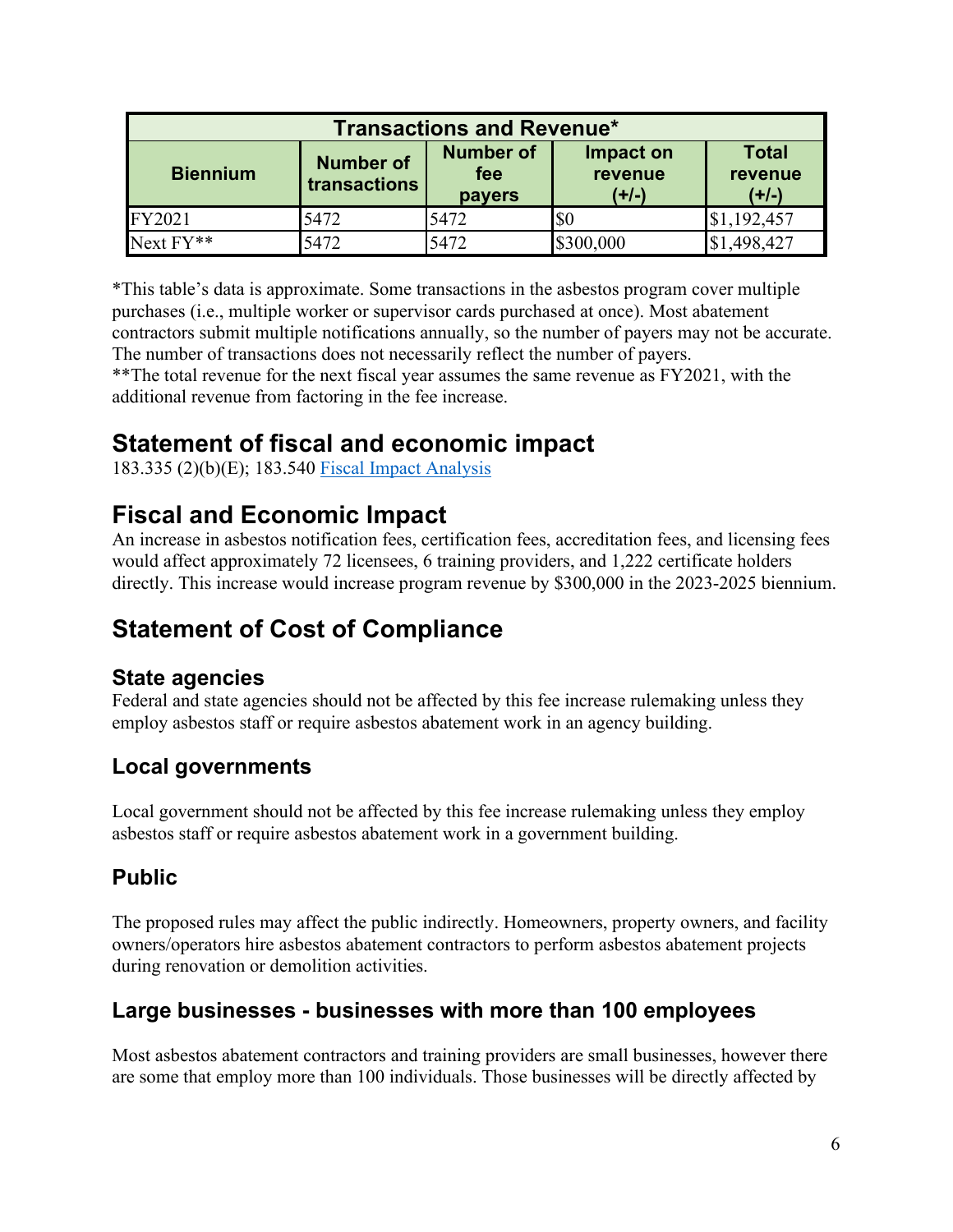| Transactions and Revenue* | | | | |
|---|---|---|---|---|
| **Biennium** | **Number of transactions** | **Number of fee payers** | **Impact on revenue (+/-)** | **Total revenue (+/-)** |
| FY2021 | 5472 | 5472 | $0 | $1,192,457 |
| Next FY** | 5472 | 5472 | $300,000 | $1,498,427 |

*This table's data is approximate. Some transactions in the asbestos program cover multiple purchases (i.e., multiple worker or supervisor cards purchased at once). Most abatement contractors submit multiple notifications annually, so the number of payers may not be accurate. The number of transactions does not necessarily reflect the number of payers.
**The total revenue for the next fiscal year assumes the same revenue as FY2021, with the additional revenue from factoring in the fee increase.

## Statement of fiscal and economic impact

183.335 (2)(b)(E); 183.540 [Fiscal Impact Analysis]()

## Fiscal and Economic Impact

An increase in asbestos notification fees, certification fees, accreditation fees, and licensing fees would affect approximately 72 licensees, 6 training providers, and 1,222 certificate holders directly. This increase would increase program revenue by $300,000 in the 2023-2025 biennium.

## Statement of Cost of Compliance

### State agencies

Federal and state agencies should not be affected by this fee increase rulemaking unless they employ asbestos staff or require asbestos abatement work in an agency building.

### Local governments

Local government should not be affected by this fee increase rulemaking unless they employ asbestos staff or require asbestos abatement work in a government building.

### Public

The proposed rules may affect the public indirectly. Homeowners, property owners, and facility owners/operators hire asbestos abatement contractors to perform asbestos abatement projects during renovation or demolition activities.

### Large businesses - businesses with more than 100 employees

Most asbestos abatement contractors and training providers are small businesses, however there are some that employ more than 100 individuals. Those businesses will be directly affected by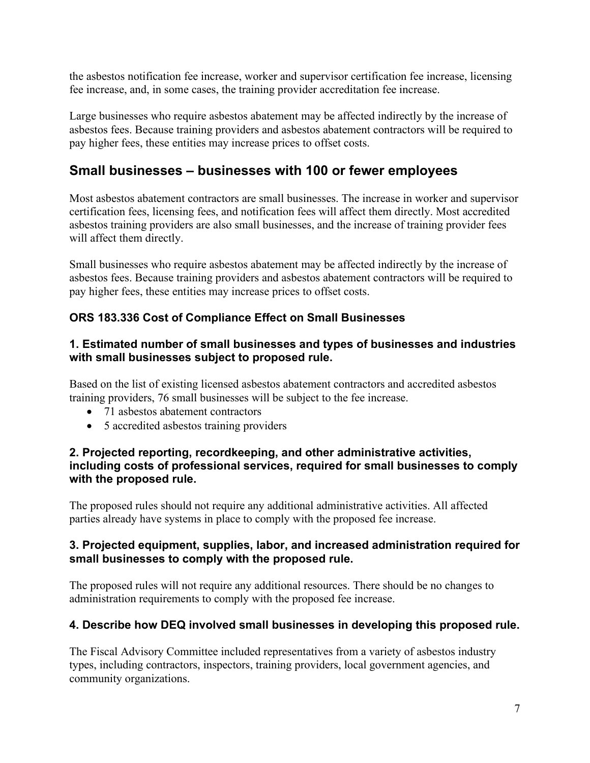the asbestos notification fee increase, worker and supervisor certification fee increase, licensing fee increase, and, in some cases, the training provider accreditation fee increase.

Large businesses who require asbestos abatement may be affected indirectly by the increase of asbestos fees. Because training providers and asbestos abatement contractors will be required to pay higher fees, these entities may increase prices to offset costs.

## Small businesses – businesses with 100 or fewer employees

Most asbestos abatement contractors are small businesses. The increase in worker and supervisor certification fees, licensing fees, and notification fees will affect them directly. Most accredited asbestos training providers are also small businesses, and the increase of training provider fees will affect them directly.

Small businesses who require asbestos abatement may be affected indirectly by the increase of asbestos fees. Because training providers and asbestos abatement contractors will be required to pay higher fees, these entities may increase prices to offset costs.

### ORS 183.336 Cost of Compliance Effect on Small Businesses

#### 1. Estimated number of small businesses and types of businesses and industries with small businesses subject to proposed rule.

Based on the list of existing licensed asbestos abatement contractors and accredited asbestos training providers, 76 small businesses will be subject to the fee increase.

- 71 asbestos abatement contractors
- 5 accredited asbestos training providers

#### 2. Projected reporting, recordkeeping, and other administrative activities, including costs of professional services, required for small businesses to comply with the proposed rule.

The proposed rules should not require any additional administrative activities. All affected parties already have systems in place to comply with the proposed fee increase.

#### 3. Projected equipment, supplies, labor, and increased administration required for small businesses to comply with the proposed rule.

The proposed rules will not require any additional resources. There should be no changes to administration requirements to comply with the proposed fee increase.

#### 4. Describe how DEQ involved small businesses in developing this proposed rule.

The Fiscal Advisory Committee included representatives from a variety of asbestos industry types, including contractors, inspectors, training providers, local government agencies, and community organizations.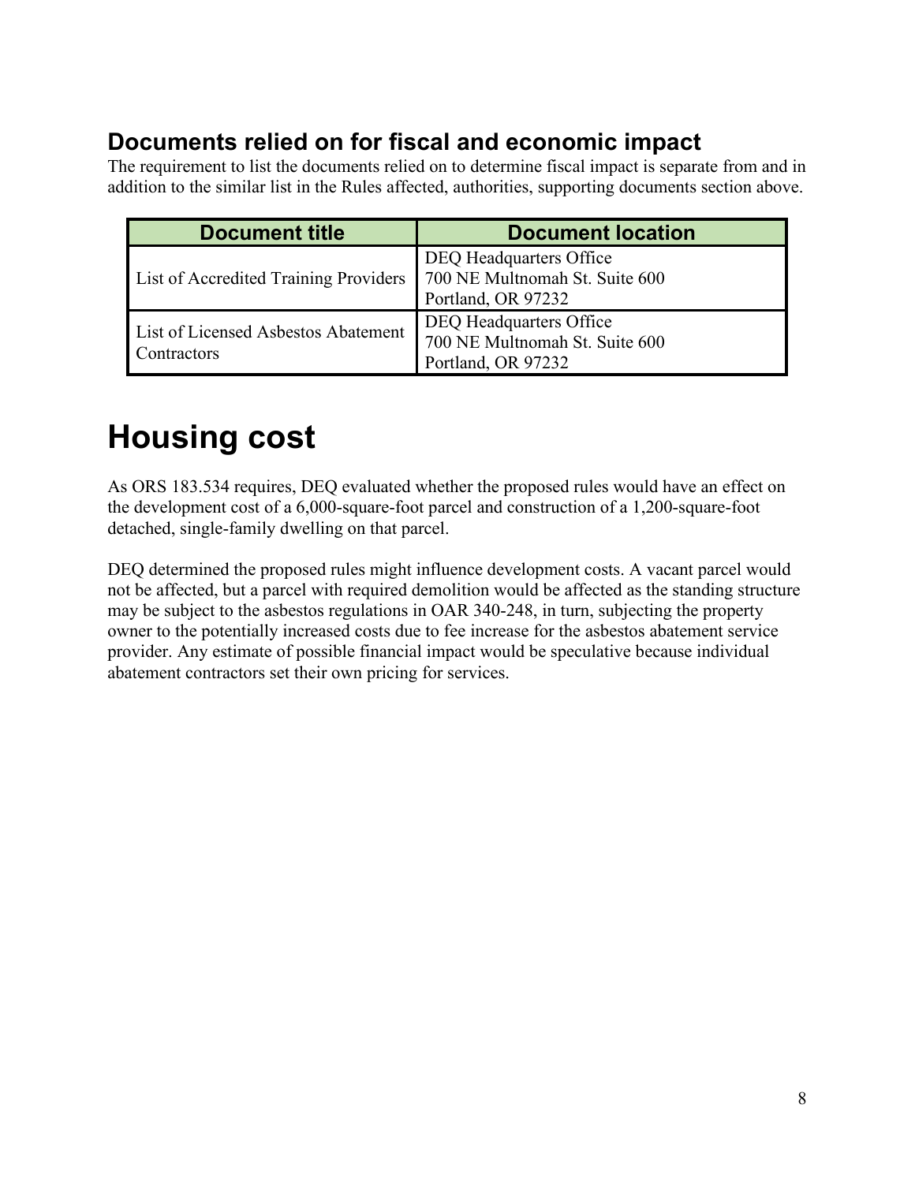## Documents relied on for fiscal and economic impact

The requirement to list the documents relied on to determine fiscal impact is separate from and in addition to the similar list in the Rules affected, authorities, supporting documents section above.

| Document title | Document location |
|---|---|
| List of Accredited Training Providers | DEQ Headquarters Office<br>700 NE Multnomah St. Suite 600<br>Portland, OR 97232 |
| List of Licensed Asbestos Abatement Contractors | DEQ Headquarters Office<br>700 NE Multnomah St. Suite 600<br>Portland, OR 97232 |

# Housing cost

As ORS 183.534 requires, DEQ evaluated whether the proposed rules would have an effect on the development cost of a 6,000-square-foot parcel and construction of a 1,200-square-foot detached, single-family dwelling on that parcel.

DEQ determined the proposed rules might influence development costs. A vacant parcel would not be affected, but a parcel with required demolition would be affected as the standing structure may be subject to the asbestos regulations in OAR 340-248, in turn, subjecting the property owner to the potentially increased costs due to fee increase for the asbestos abatement service provider. Any estimate of possible financial impact would be speculative because individual abatement contractors set their own pricing for services.